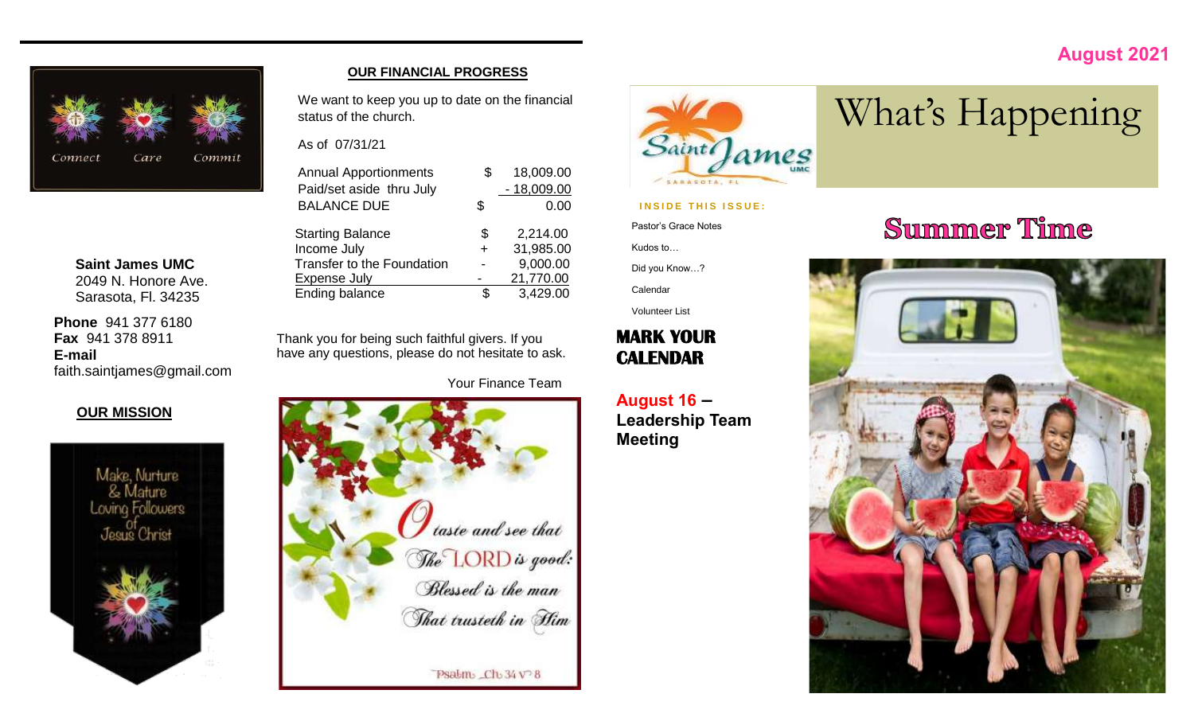August 2021

# What's Happening

**INSIDE THIS ISSUE:**

- Pastor's Grace Notes
- Kudos to…
- Did you Know…?
- Calendar
- Volunteer List

## OUR FINANCIAL PROGRESS

We want to keep you up to date on the financial status of the church.

As of 07/31/21

| | | |
|---|---|---|
| Annual Apportionments | $ | 18,009.00 |
| Paid/set aside thru July | | - 18,009.00 |
| BALANCE DUE | $ | 0.00 |

| | | |
|---|---|---|
| Starting Balance | $ | 2,214.00 |
| Income July | + | 31,985.00 |
| Transfer to the Foundation | - | 9,000.00 |
| Expense July | - | 21,770.00 |
| Ending balance | $ | 3,429.00 |

Thank you for being such faithful givers. If you have any questions, please do not hesitate to ask.

Your Finance Team

O taste and see that The LORD is good: Blessed is the man That trusteth in Him

Psalm Ch 34 V 8

Connect Care Commit

**Saint James UMC**
2049 N. Honore Ave.
Sarasota, Fl. 34235

**Phone** 941 377 6180
**Fax** 941 378 8911
**E-mail**
faith.saintjames@gmail.com

## OUR MISSION

Make, Nurture & Mature Loving Followers of Jesus Christ

## MARK YOUR CALENDAR

**August 16 – Leadership Team Meeting**

# Summer Time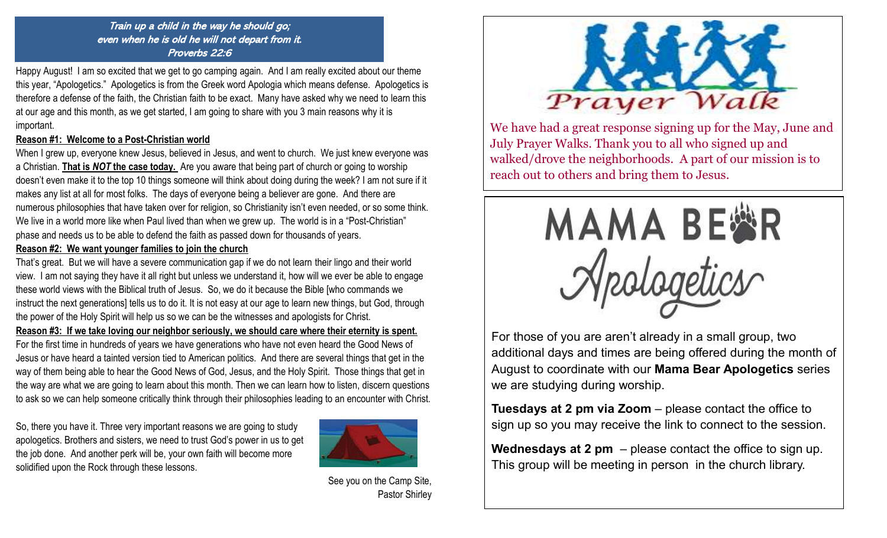*Train up a child in the way he should go;*
*even when he is old he will not depart from it.*
*Proverbs 22:6*

Happy August! I am so excited that we get to go camping again. And I am really excited about our theme this year, "Apologetics." Apologetics is from the Greek word Apologia which means defense. Apologetics is therefore a defense of the faith, the Christian faith to be exact. Many have asked why we need to learn this at our age and this month, as we get started, I am going to share with you 3 main reasons why it is important.

**Reason #1: Welcome to a Post-Christian world**

When I grew up, everyone knew Jesus, believed in Jesus, and went to church. We just knew everyone was a Christian. **That is *NOT* the case today.** Are you aware that being part of church or going to worship doesn't even make it to the top 10 things someone will think about doing during the week? I am not sure if it makes any list at all for most folks. The days of everyone being a believer are gone. And there are numerous philosophies that have taken over for religion, so Christianity isn't even needed, or so some think. We live in a world more like when Paul lived than when we grew up. The world is in a "Post-Christian" phase and needs us to be able to defend the faith as passed down for thousands of years.

**Reason #2: We want younger families to join the church**

That's great. But we will have a severe communication gap if we do not learn their lingo and their world view. I am not saying they have it all right but unless we understand it, how will we ever be able to engage these world views with the Biblical truth of Jesus. So, we do it because the Bible [who commands we instruct the next generations] tells us to do it. It is not easy at our age to learn new things, but God, through the power of the Holy Spirit will help us so we can be the witnesses and apologists for Christ.

**Reason #3: If we take loving our neighbor seriously, we should care where their eternity is spent.**

For the first time in hundreds of years we have generations who have not even heard the Good News of Jesus or have heard a tainted version tied to American politics. And there are several things that get in the way of them being able to hear the Good News of God, Jesus, and the Holy Spirit. Those things that get in the way are what we are going to learn about this month. Then we can learn how to listen, discern questions to ask so we can help someone critically think through their philosophies leading to an encounter with Christ.

So, there you have it. Three very important reasons we are going to study apologetics. Brothers and sisters, we need to trust God's power in us to get the job done. And another perk will be, your own faith will become more solidified upon the Rock through these lessons.

See you on the Camp Site,
Pastor Shirley

## Prayer Walk

We have had a great response signing up for the May, June and July Prayer Walks. Thank you to all who signed up and walked/drove the neighborhoods. A part of our mission is to reach out to others and bring them to Jesus.

## MAMA BEAR Apologetics

For those of you are aren't already in a small group, two additional days and times are being offered during the month of August to coordinate with our **Mama Bear Apologetics** series we are studying during worship.

**Tuesdays at 2 pm via Zoom** – please contact the office to sign up so you may receive the link to connect to the session.

**Wednesdays at 2 pm** – please contact the office to sign up. This group will be meeting in person in the church library.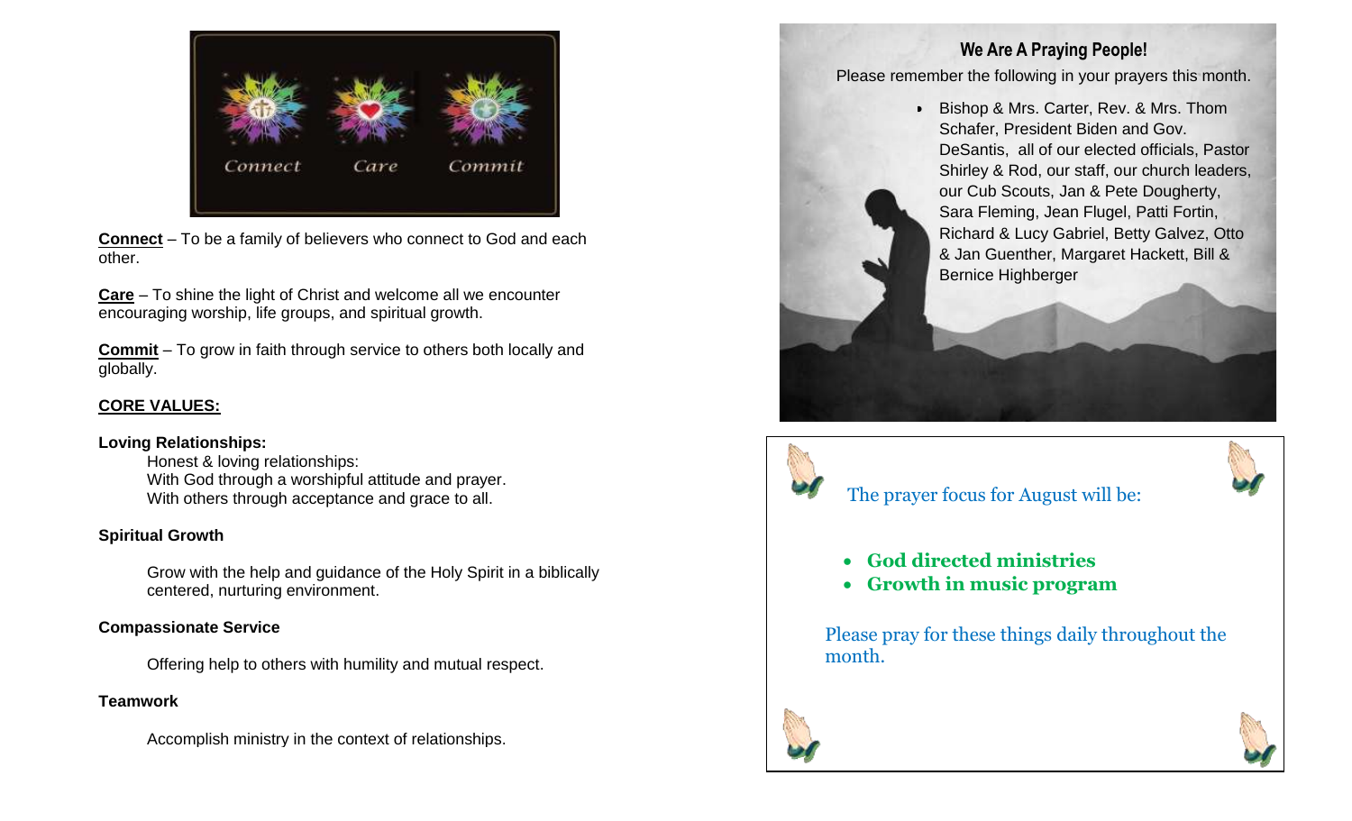Connect Care Commit

**Connect** – To be a family of believers who connect to God and each other.

**Care** – To shine the light of Christ and welcome all we encounter encouraging worship, life groups, and spiritual growth.

**Commit** – To grow in faith through service to others both locally and globally.

**CORE VALUES:**

**Loving Relationships:**

Honest & loving relationships:
With God through a worshipful attitude and prayer.
With others through acceptance and grace to all.

**Spiritual Growth**

Grow with the help and guidance of the Holy Spirit in a biblically centered, nurturing environment.

**Compassionate Service**

Offering help to others with humility and mutual respect.

**Teamwork**

Accomplish ministry in the context of relationships.

## We Are A Praying People!

Please remember the following in your prayers this month.

- Bishop & Mrs. Carter, Rev. & Mrs. Thom Schafer, President Biden and Gov. DeSantis, all of our elected officials, Pastor Shirley & Rod, our staff, our church leaders, our Cub Scouts, Jan & Pete Dougherty, Sara Fleming, Jean Flugel, Patti Fortin, Richard & Lucy Gabriel, Betty Galvez, Otto & Jan Guenther, Margaret Hackett, Bill & Bernice Highberger

The prayer focus for August will be:

- **God directed ministries**
- **Growth in music program**

Please pray for these things daily throughout the month.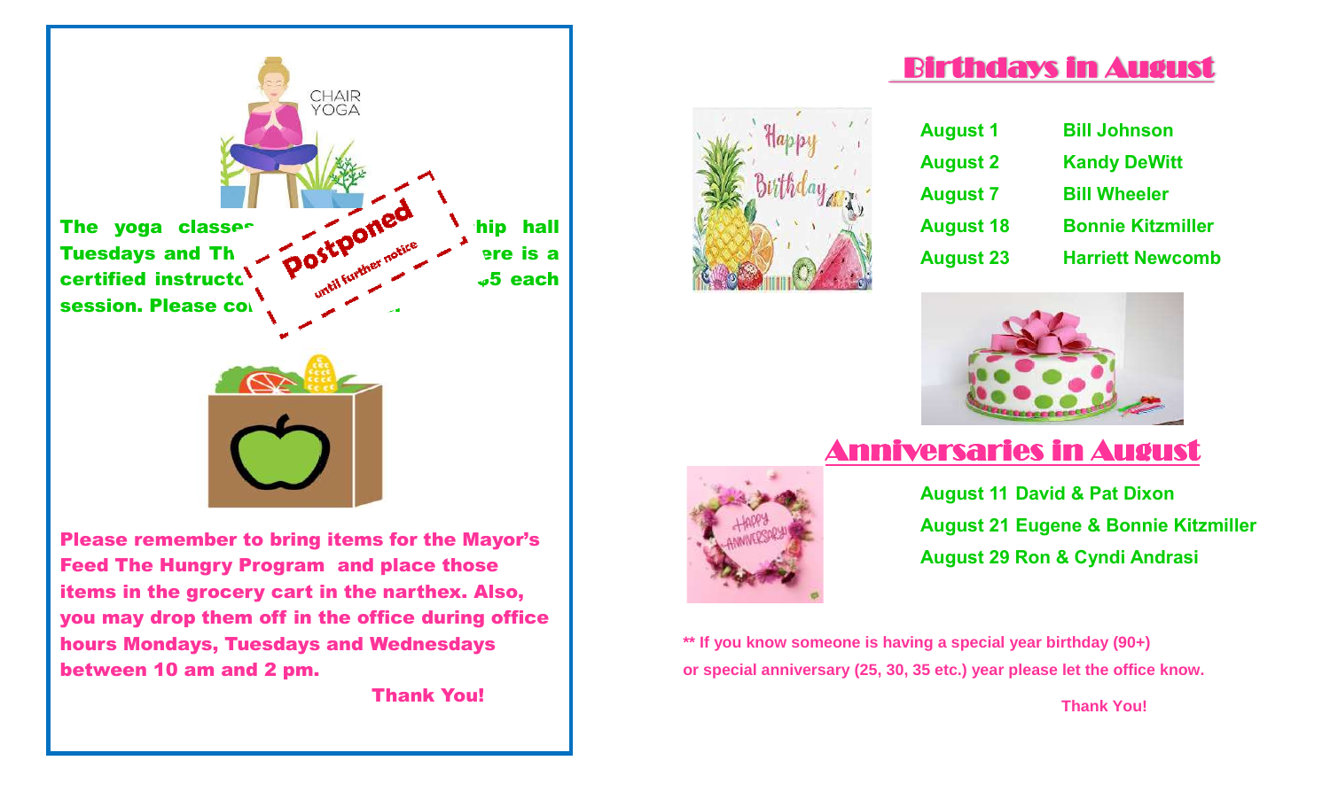The yoga classes … hip hall Tuesdays and Th… ere is a certified instructo… 5 each session. Please co…

Postponed until further notice

Please remember to bring items for the Mayor's Feed The Hungry Program and place those items in the grocery cart in the narthex. Also, you may drop them off in the office during office hours Mondays, Tuesdays and Wednesdays between 10 am and 2 pm.

Thank You!

## Birthdays in August

| | |
|---|---|
| August 1 | Bill Johnson |
| August 2 | Kandy DeWitt |
| August 7 | Bill Wheeler |
| August 18 | Bonnie Kitzmiller |
| August 23 | Harriett Newcomb |

## Anniversaries in August

August 11 David & Pat Dixon

August 21 Eugene & Bonnie Kitzmiller

August 29 Ron & Cyndi Andrasi

** If you know someone is having a special year birthday (90+) or special anniversary (25, 30, 35 etc.) year please let the office know.

Thank You!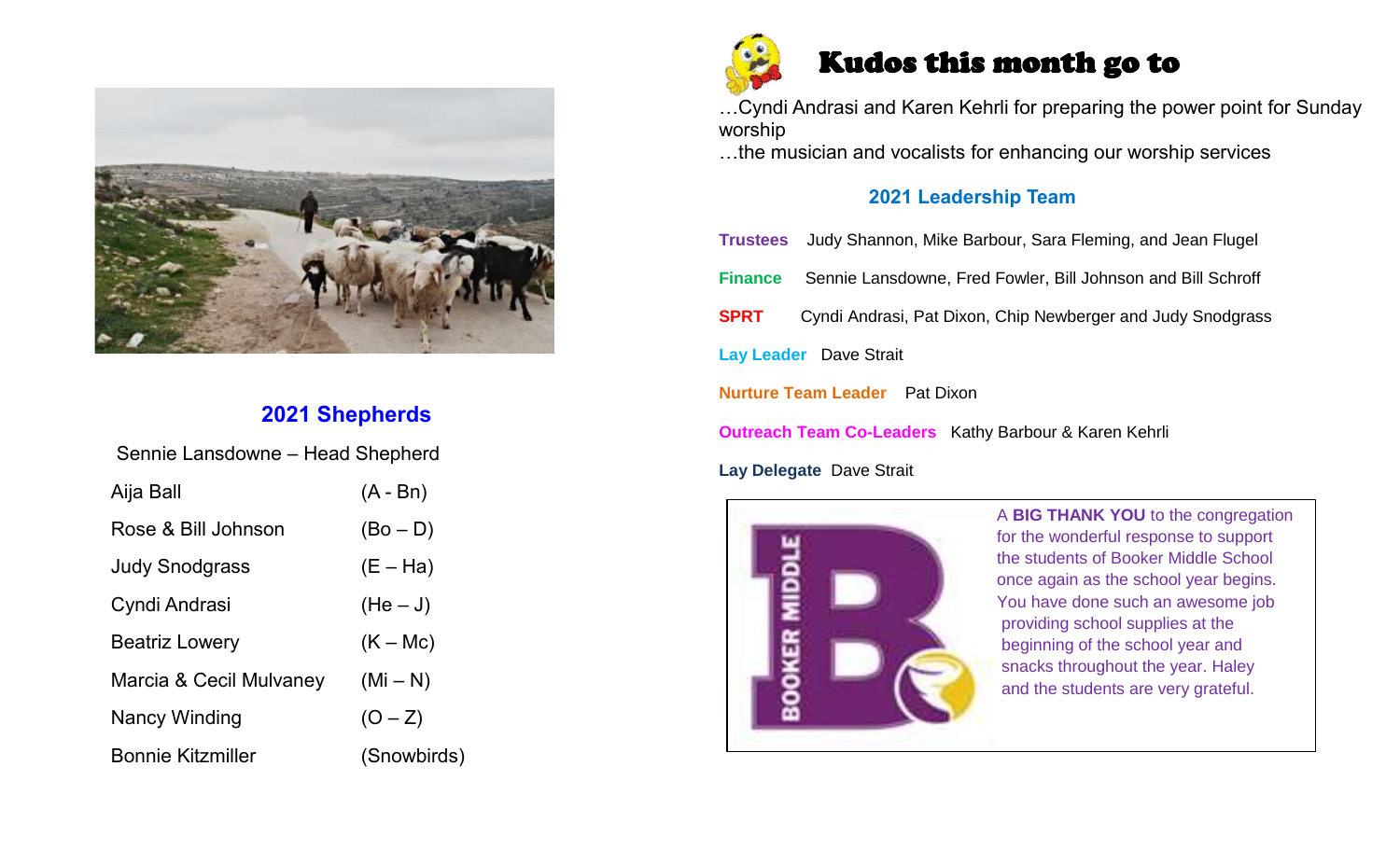## 2021 Shepherds

Sennie Lansdowne – Head Shepherd

| | |
|---|---|
| Aija Ball | (A - Bn) |
| Rose & Bill Johnson | (Bo – D) |
| Judy Snodgrass | (E – Ha) |
| Cyndi Andrasi | (He – J) |
| Beatriz Lowery | (K – Mc) |
| Marcia & Cecil Mulvaney | (Mi – N) |
| Nancy Winding | (O – Z) |
| Bonnie Kitzmiller | (Snowbirds) |

## Kudos this month go to

…Cyndi Andrasi and Karen Kehrli for preparing the power point for Sunday worship

…the musician and vocalists for enhancing our worship services

## 2021 Leadership Team

**Trustees** Judy Shannon, Mike Barbour, Sara Fleming, and Jean Flugel

**Finance** Sennie Lansdowne, Fred Fowler, Bill Johnson and Bill Schroff

**SPRT** Cyndi Andrasi, Pat Dixon, Chip Newberger and Judy Snodgrass

**Lay Leader** Dave Strait

**Nurture Team Leader** Pat Dixon

**Outreach Team Co-Leaders** Kathy Barbour & Karen Kehrli

**Lay Delegate** Dave Strait

A **BIG THANK YOU** to the congregation for the wonderful response to support the students of Booker Middle School once again as the school year begins. You have done such an awesome job providing school supplies at the beginning of the school year and snacks throughout the year. Haley and the students are very grateful.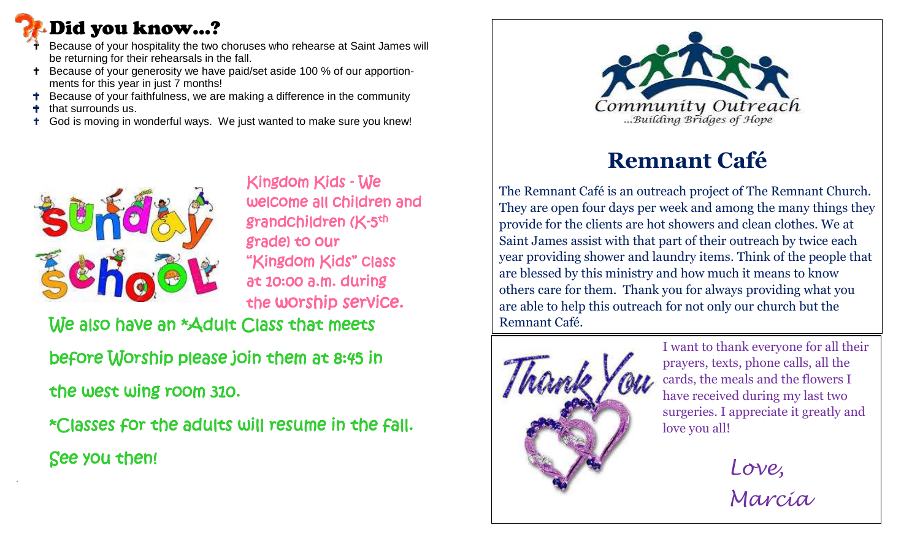# Did you know…?

- Because of your hospitality the two choruses who rehearse at Saint James will be returning for their rehearsals in the fall.
- Because of your generosity we have paid/set aside 100 % of our apportionments for this year in just 7 months!
- Because of your faithfulness, we are making a difference in the community
- that surrounds us.
- God is moving in wonderful ways. We just wanted to make sure you knew!

Kingdom Kids - We welcome all children and grandchildren (K-5th grade) to our "Kingdom Kids" class at 10:00 a.m. during the worship service.

We also have an *Adult Class that meets before Worship please join them at 8:45 in the west wing room 310.

*Classes for the adults will resume in the fall.

See you then!

Community Outreach
...Building Bridges of Hope

## Remnant Café

The Remnant Café is an outreach project of The Remnant Church. They are open four days per week and among the many things they provide for the clients are hot showers and clean clothes. We at Saint James assist with that part of their outreach by twice each year providing shower and laundry items. Think of the people that are blessed by this ministry and how much it means to know others care for them. Thank you for always providing what you are able to help this outreach for not only our church but the Remnant Café.

Thank You

I want to thank everyone for all their prayers, texts, phone calls, all the cards, the meals and the flowers I have received during my last two surgeries. I appreciate it greatly and love you all!

*Love,*
*Marcia*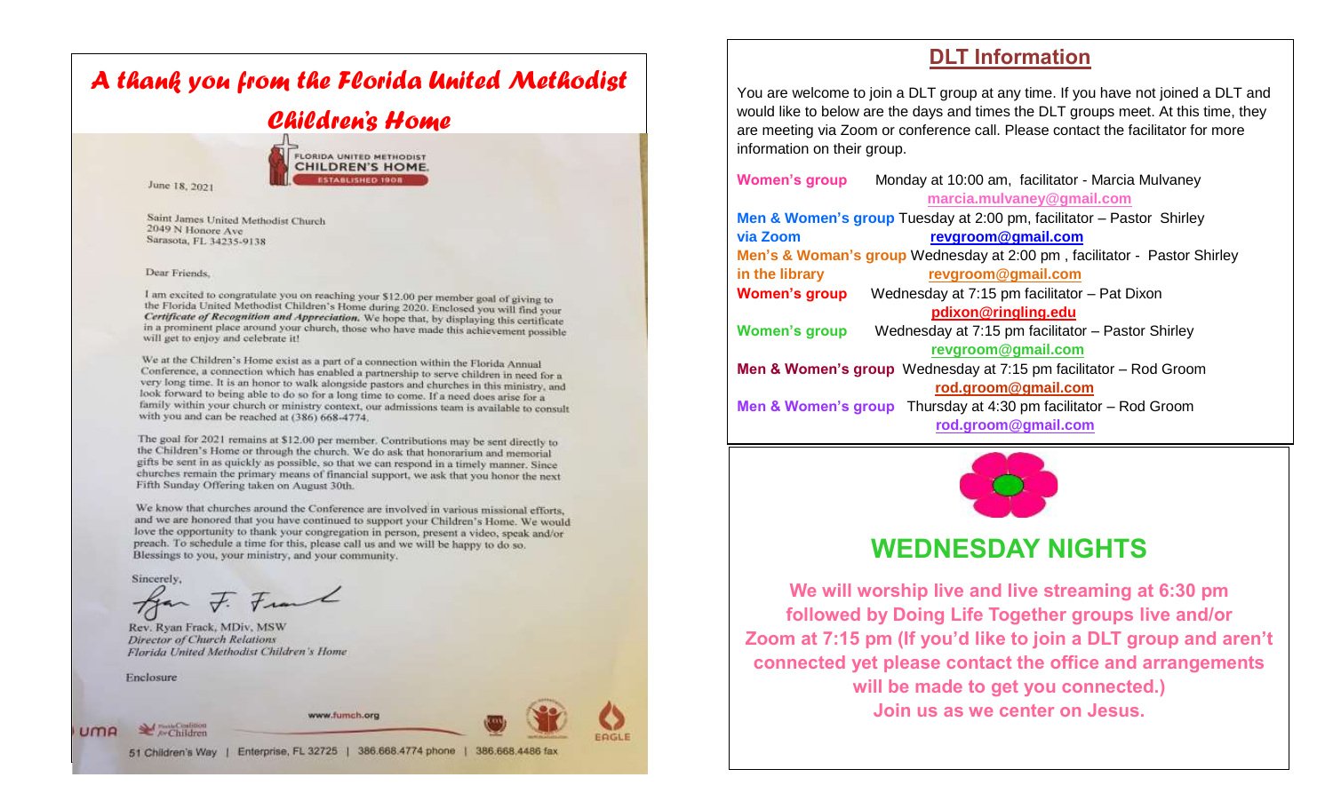## *A thank you from the Florida United Methodist Children's Home*

FLORIDA UNITED METHODIST CHILDREN'S HOME. ESTABLISHED 1908

June 18, 2021

Saint James United Methodist Church
2049 N Honore Ave
Sarasota, FL 34235-9138

Dear Friends,

I am excited to congratulate you on reaching your $12.00 per member goal of giving to the Florida United Methodist Children's Home during 2020. Enclosed you will find your ***Certificate of Recognition and Appreciation.*** We hope that, by displaying this certificate in a prominent place around your church, those who have made this achievement possible will get to enjoy and celebrate it!

We at the Children's Home exist as a part of a connection within the Florida Annual Conference, a connection which has enabled a partnership to serve children in need for a very long time. It is an honor to walk alongside pastors and churches in this ministry, and look forward to being able to do so for a long time to come. If a need does arise for a family within your church or ministry context, our admissions team is available to consult with you and can be reached at (386) 668-4774.

The goal for 2021 remains at $12.00 per member. Contributions may be sent directly to the Children's Home or through the church. We do ask that honorarium and memorial gifts be sent in as quickly as possible, so that we can respond in a timely manner. Since churches remain the primary means of financial support, we ask that you honor the next Fifth Sunday Offering taken on August 30th.

We know that churches around the Conference are involved in various missional efforts, and we are honored that you have continued to support your Children's Home. We would love the opportunity to thank your congregation in person, present a video, speak and/or preach. To schedule a time for this, please call us and we will be happy to do so. Blessings to you, your ministry, and your community.

Sincerely,

Rev. Ryan Frack, MDiv, MSW
*Director of Church Relations*
*Florida United Methodist Children's Home*

Enclosure

www.fumch.org

51 Children's Way | Enterprise, FL 32725 | 386.668.4774 phone | 386.668.4486 fax

## DLT Information

You are welcome to join a DLT group at any time. If you have not joined a DLT and would like to below are the days and times the DLT groups meet. At this time, they are meeting via Zoom or conference call. Please contact the facilitator for more information on their group.

**Women's group** Monday at 10:00 am, facilitator - Marcia Mulvaney
**marcia.mulvaney@gmail.com**

**Men & Women's group via Zoom** Tuesday at 2:00 pm, facilitator – Pastor Shirley
**revgroom@gmail.com**

**Men's & Woman's group in the library** Wednesday at 2:00 pm , facilitator - Pastor Shirley
**revgroom@gmail.com**

**Women's group** Wednesday at 7:15 pm facilitator – Pat Dixon
**pdixon@ringling.edu**

**Women's group** Wednesday at 7:15 pm facilitator – Pastor Shirley
**revgroom@gmail.com**

**Men & Women's group** Wednesday at 7:15 pm facilitator – Rod Groom
**rod.groom@gmail.com**

**Men & Women's group** Thursday at 4:30 pm facilitator – Rod Groom
**rod.groom@gmail.com**

## WEDNESDAY NIGHTS

**We will worship live and live streaming at 6:30 pm followed by Doing Life Together groups live and/or Zoom at 7:15 pm (If you'd like to join a DLT group and aren't connected yet please contact the office and arrangements will be made to get you connected.)**
**Join us as we center on Jesus.**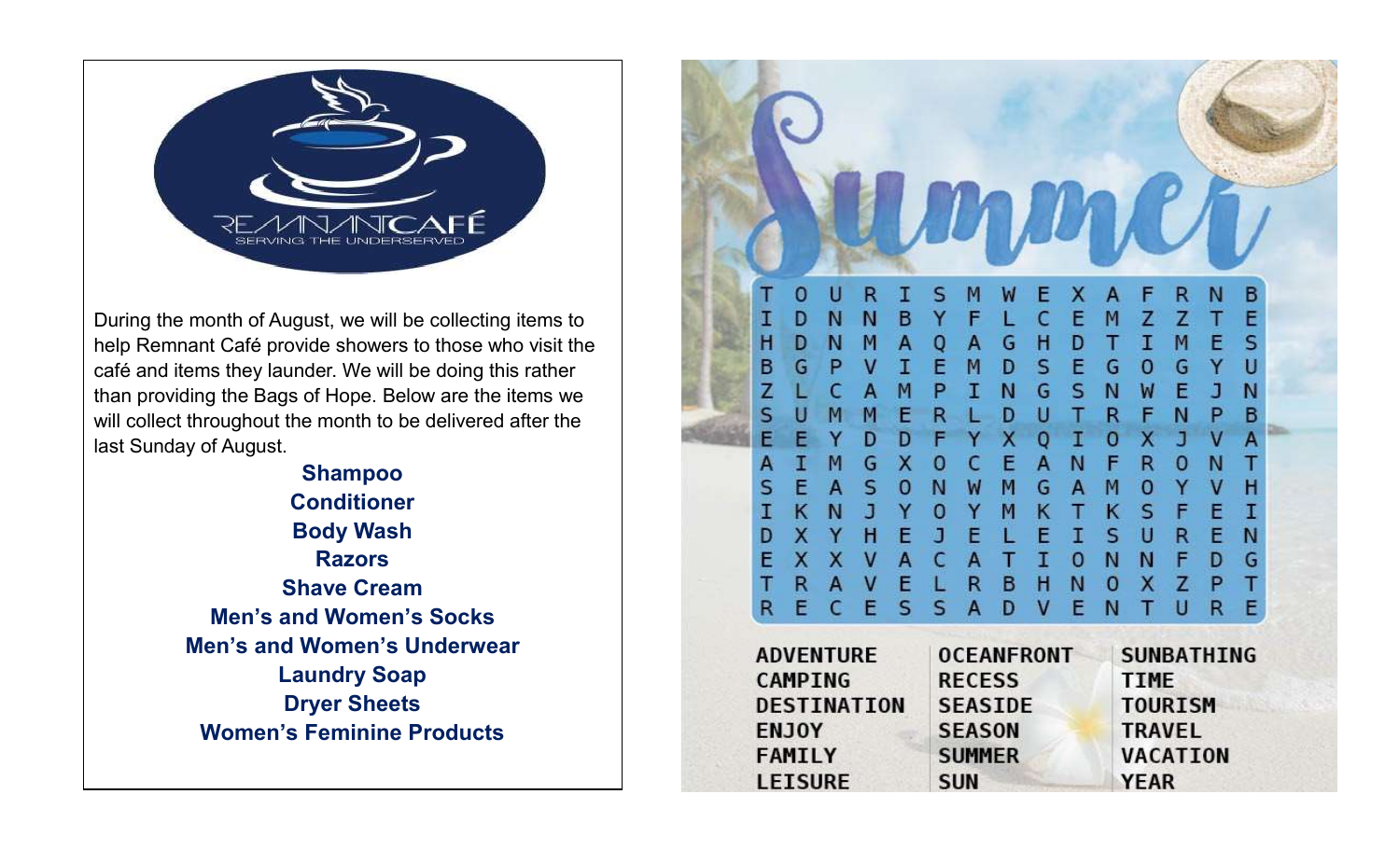REMNANT CAFÉ
SERVING THE UNDERSERVED

During the month of August, we will be collecting items to help Remnant Café provide showers to those who visit the café and items they launder. We will be doing this rather than providing the Bags of Hope. Below are the items we will collect throughout the month to be delivered after the last Sunday of August.

**Shampoo**
**Conditioner**
**Body Wash**
**Razors**
**Shave Cream**
**Men's and Women's Socks**
**Men's and Women's Underwear**
**Laundry Soap**
**Dryer Sheets**
**Women's Feminine Products**

# Summer

```
T O U R I S M W E X A F R N B
I D N N B Y F L C E M Z Z T E
H D N M A Q A G H D T I M E S
B G P V I E M D S E G O G Y U
Z L C A M P I N G S N W E J N
S U M M E R L D U T R F N P B
E E Y D D F Y X Q I O X J V A
A I M G X O C E A N F R O N T
S E A S O N W M G A M O Y V H
I K N J Y O Y M K T K S F E I
D X Y H E J E L E I S U R E N
E X X V A C A T I O N N F D G
T R A V E L R B H N O X Z P T
R E C E S S A D V E N T U R E
```

| | | |
|---|---|---|
| ADVENTURE | OCEANFRONT | SUNBATHING |
| CAMPING | RECESS | TIME |
| DESTINATION | SEASIDE | TOURISM |
| ENJOY | SEASON | TRAVEL |
| FAMILY | SUMMER | VACATION |
| LEISURE | SUN | YEAR |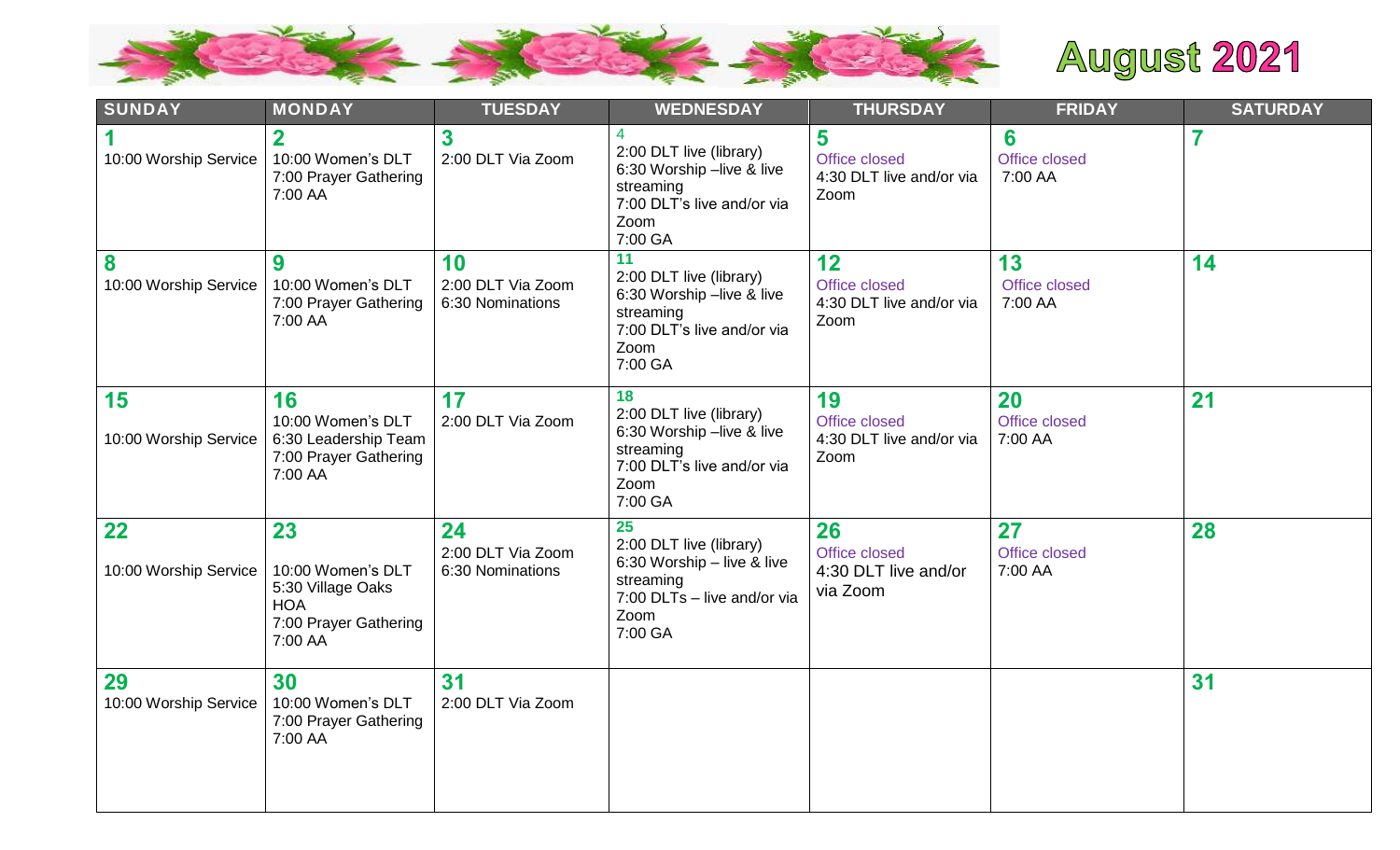# August 2021

| SUNDAY | MONDAY | TUESDAY | WEDNESDAY | THURSDAY | FRIDAY | SATURDAY |
|---|---|---|---|---|---|---|
| **1**<br>10:00 Worship Service | **2**<br>10:00 Women's DLT<br>7:00 Prayer Gathering<br>7:00 AA | **3**<br>2:00 DLT Via Zoom | 4<br>2:00 DLT live (library)<br>6:30 Worship –live & live streaming<br>7:00 DLT's live and/or via Zoom<br>7:00 GA | **5**<br>Office closed<br>4:30 DLT live and/or via Zoom | **6**<br>Office closed<br>7:00 AA | **7** |
| **8**<br>10:00 Worship Service | **9**<br>10:00 Women's DLT<br>7:00 Prayer Gathering<br>7:00 AA | **10**<br>2:00 DLT Via Zoom<br>6:30 Nominations | 11<br>2:00 DLT live (library)<br>6:30 Worship –live & live streaming<br>7:00 DLT's live and/or via Zoom<br>7:00 GA | **12**<br>Office closed<br>4:30 DLT live and/or via Zoom | **13**<br>Office closed<br>7:00 AA | **14** |
| **15**<br>10:00 Worship Service | **16**<br>10:00 Women's DLT<br>6:30 Leadership Team<br>7:00 Prayer Gathering<br>7:00 AA | **17**<br>2:00 DLT Via Zoom | 18<br>2:00 DLT live (library)<br>6:30 Worship –live & live streaming<br>7:00 DLT's live and/or via Zoom<br>7:00 GA | **19**<br>Office closed<br>4:30 DLT live and/or via Zoom | **20**<br>Office closed<br>7:00 AA | **21** |
| **22**<br>10:00 Worship Service | **23**<br>10:00 Women's DLT<br>5:30 Village Oaks HOA<br>7:00 Prayer Gathering<br>7:00 AA | **24**<br>2:00 DLT Via Zoom<br>6:30 Nominations | 25<br>2:00 DLT live (library)<br>6:30 Worship – live & live streaming<br>7:00 DLTs – live and/or via Zoom<br>7:00 GA | **26**<br>Office closed<br>4:30 DLT live and/or via Zoom | **27**<br>Office closed<br>7:00 AA | **28** |
| **29**<br>10:00 Worship Service | **30**<br>10:00 Women's DLT<br>7:00 Prayer Gathering<br>7:00 AA | **31**<br>2:00 DLT Via Zoom | | | | **31** |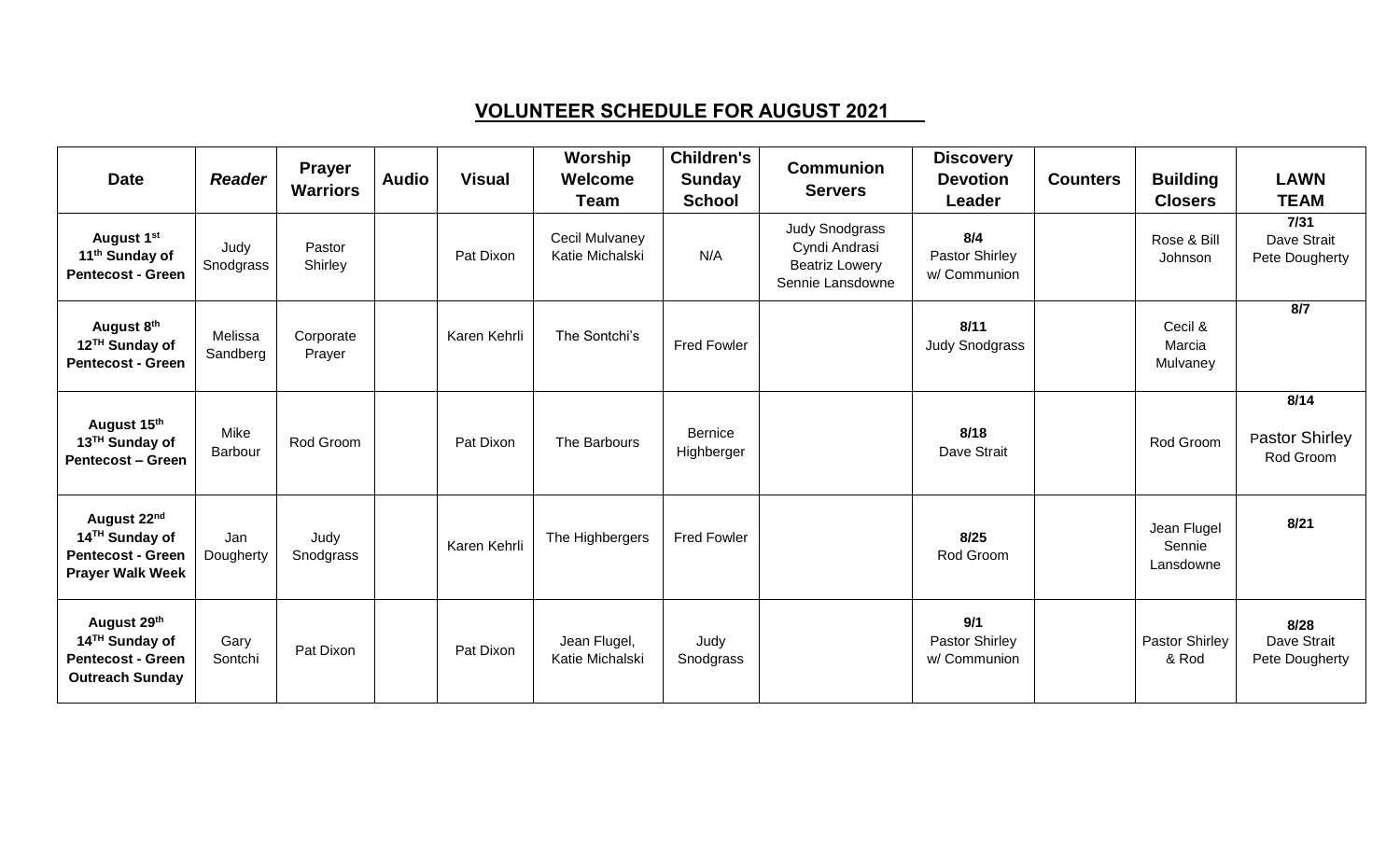## VOLUNTEER SCHEDULE FOR AUGUST 2021

| Date | *Reader* | Prayer Warriors | Audio | Visual | Worship Welcome Team | Children's Sunday School | Communion Servers | Discovery Devotion Leader | Counters | Building Closers | LAWN TEAM |
|---|---|---|---|---|---|---|---|---|---|---|---|
| **August 1st 11th Sunday of Pentecost - Green** | Judy Snodgrass | Pastor Shirley | | Pat Dixon | Cecil Mulvaney Katie Michalski | N/A | Judy Snodgrass Cyndi Andrasi Beatriz Lowery Sennie Lansdowne | **8/4** Pastor Shirley w/ Communion | | Rose & Bill Johnson | **7/31** Dave Strait Pete Dougherty |
| **August 8th 12TH Sunday of Pentecost - Green** | Melissa Sandberg | Corporate Prayer | | Karen Kehrli | The Sontchi's | Fred Fowler | | **8/11** Judy Snodgrass | | Cecil & Marcia Mulvaney | **8/7** |
| **August 15th 13TH Sunday of Pentecost – Green** | Mike Barbour | Rod Groom | | Pat Dixon | The Barbours | Bernice Highberger | | **8/18** Dave Strait | | Rod Groom | **8/14** Pastor Shirley Rod Groom |
| **August 22nd 14TH Sunday of Pentecost - Green Prayer Walk Week** | Jan Dougherty | Judy Snodgrass | | Karen Kehrli | The Highbergers | Fred Fowler | | **8/25** Rod Groom | | Jean Flugel Sennie Lansdowne | **8/21** |
| **August 29th 14TH Sunday of Pentecost - Green Outreach Sunday** | Gary Sontchi | Pat Dixon | | Pat Dixon | Jean Flugel, Katie Michalski | Judy Snodgrass | | **9/1** Pastor Shirley w/ Communion | | Pastor Shirley & Rod | **8/28** Dave Strait Pete Dougherty |